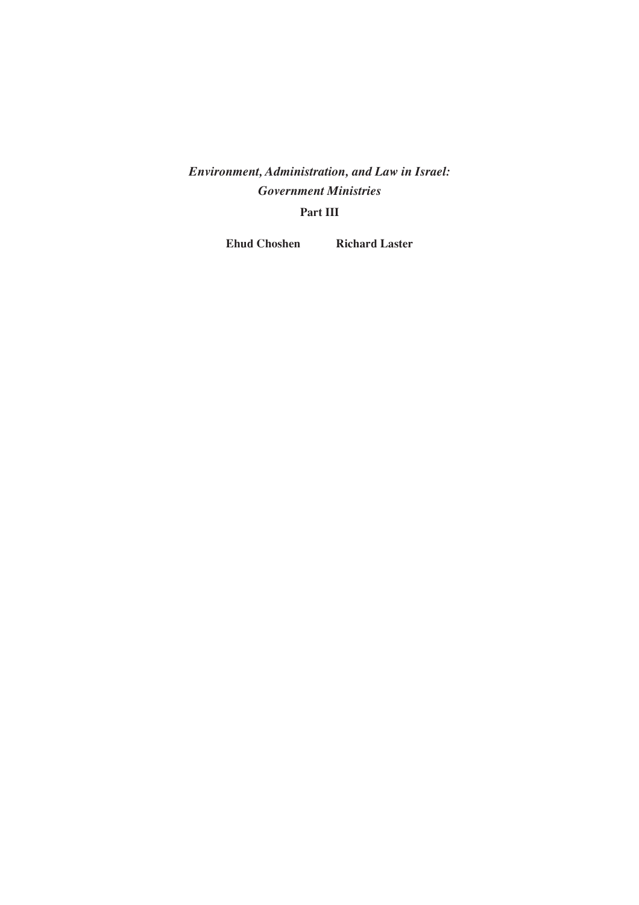# *Environment, Administration, and Law in Israel: Government Ministries*

**Part III**

**Ehud Choshen** **Richard Laster**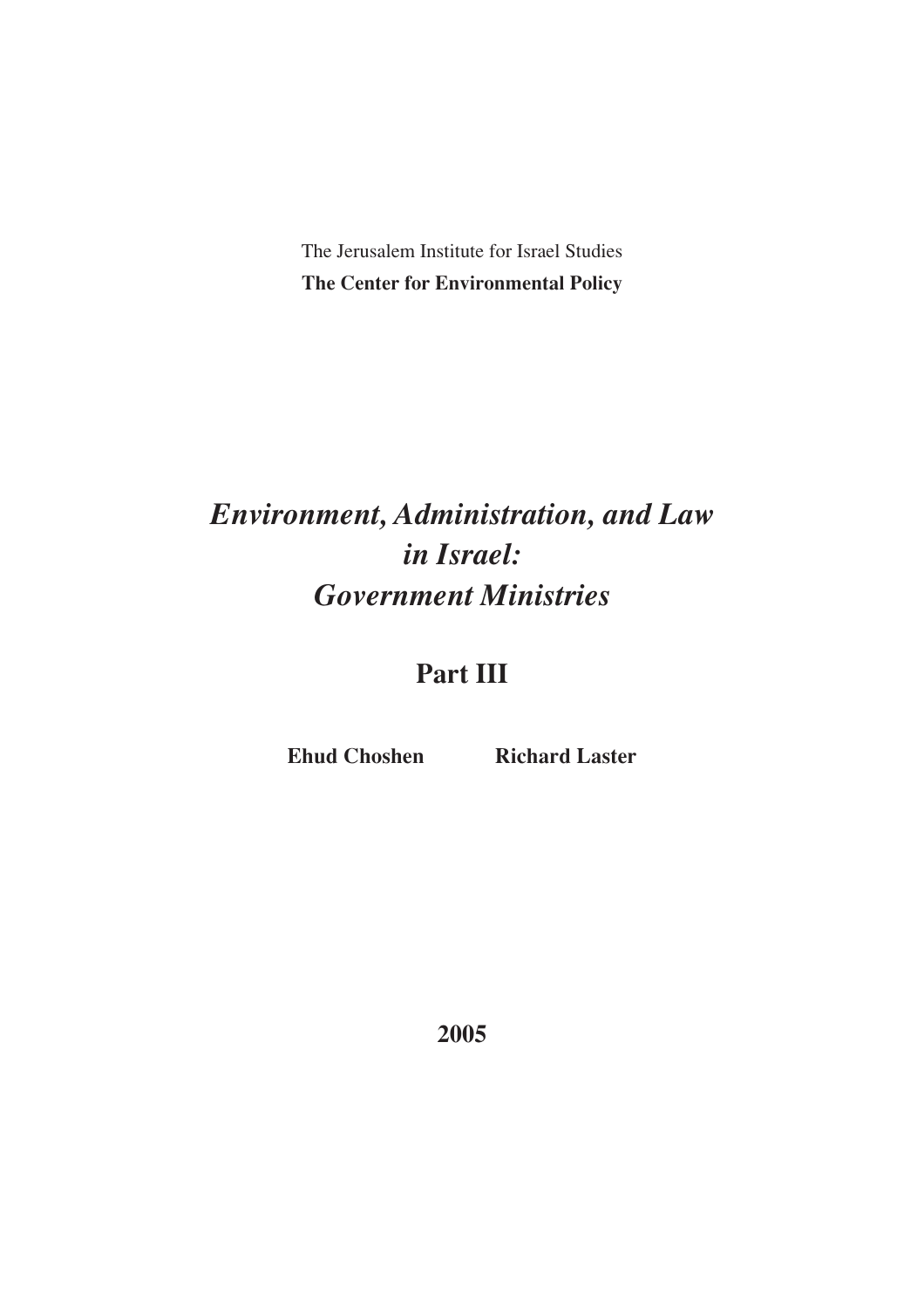The Jerusalem Institute for Israel Studies

**The Center for Environmental Policy**

# *Environment, Administration, and Law in Israel: Government Ministries*

## Part III

**Ehud Choshen** **Richard Laster**

**2005**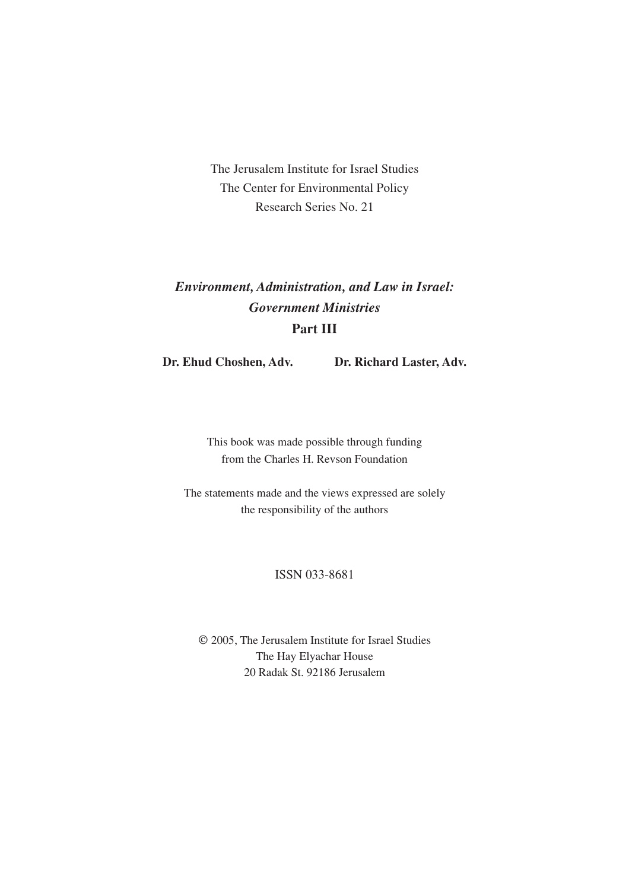The Jerusalem Institute for Israel Studies
The Center for Environmental Policy
Research Series No. 21

# *Environment, Administration, and Law in Israel: Government Ministries*
## Part III

**Dr. Ehud Choshen, Adv.** **Dr. Richard Laster, Adv.**

This book was made possible through funding
from the Charles H. Revson Foundation

The statements made and the views expressed are solely
the responsibility of the authors

ISSN 033-8681

© 2005, The Jerusalem Institute for Israel Studies
The Hay Elyachar House
20 Radak St. 92186 Jerusalem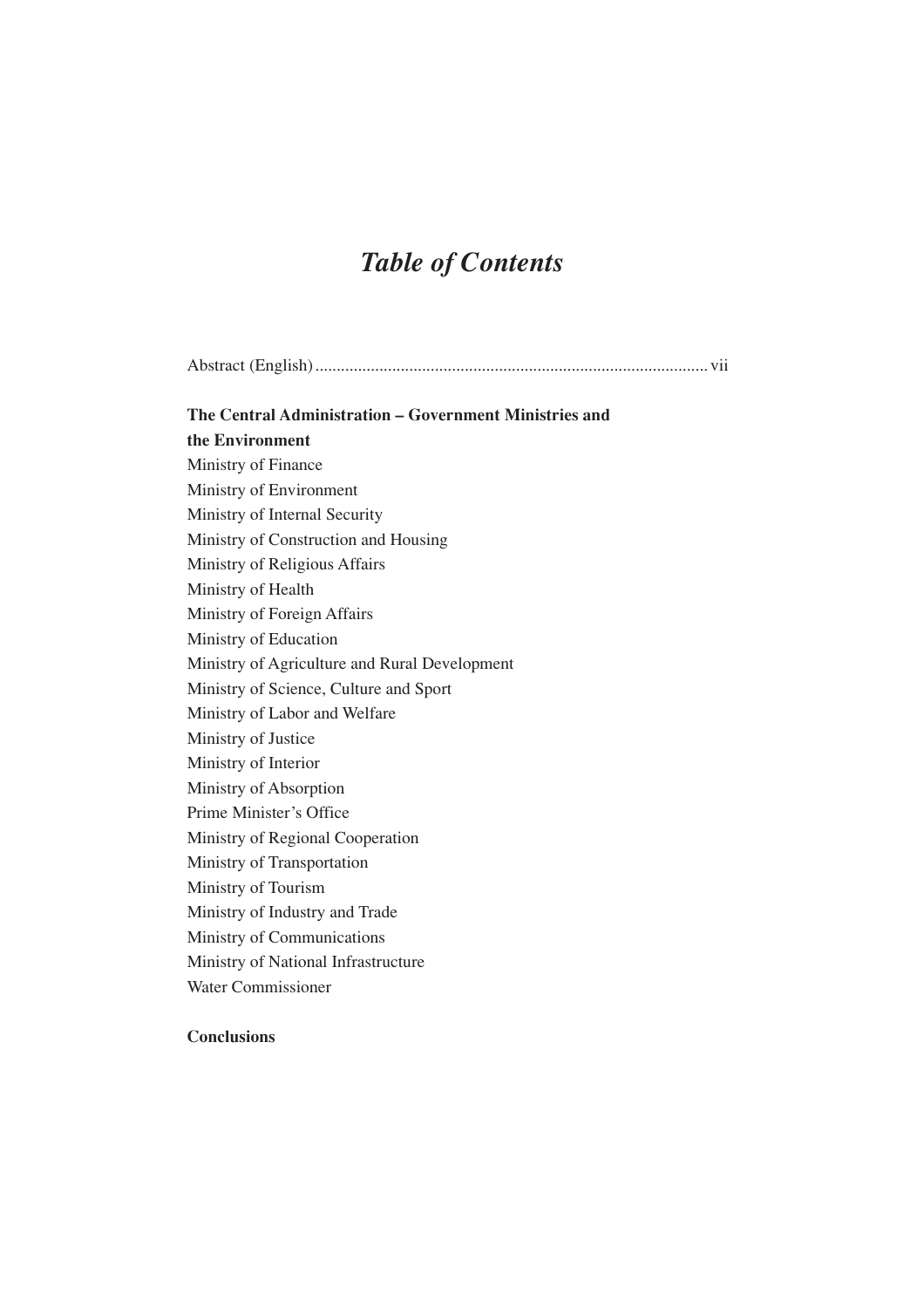# *Table of Contents*

Abstract (English) ........................................................................................... vii

**The Central Administration – Government Ministries and the Environment**

Ministry of Finance
Ministry of Environment
Ministry of Internal Security
Ministry of Construction and Housing
Ministry of Religious Affairs
Ministry of Health
Ministry of Foreign Affairs
Ministry of Education
Ministry of Agriculture and Rural Development
Ministry of Science, Culture and Sport
Ministry of Labor and Welfare
Ministry of Justice
Ministry of Interior
Ministry of Absorption
Prime Minister's Office
Ministry of Regional Cooperation
Ministry of Transportation
Ministry of Tourism
Ministry of Industry and Trade
Ministry of Communications
Ministry of National Infrastructure
Water Commissioner

**Conclusions**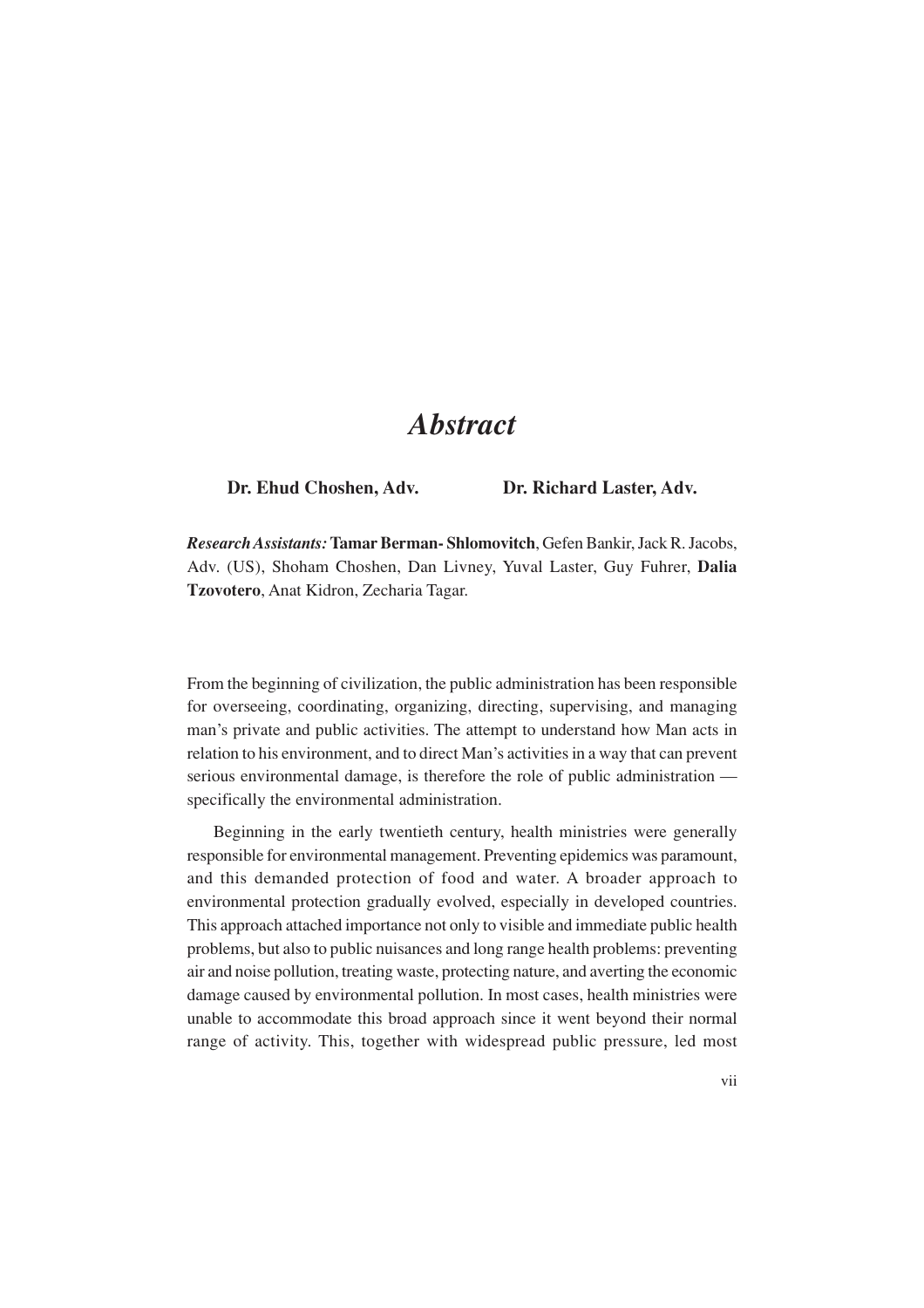# *Abstract*

**Dr. Ehud Choshen, Adv.** **Dr. Richard Laster, Adv.**

***Research Assistants:*** **Tamar Berman- Shlomovitch**, Gefen Bankir, Jack R. Jacobs, Adv. (US), Shoham Choshen, Dan Livney, Yuval Laster, Guy Fuhrer, **Dalia Tzovotero**, Anat Kidron, Zecharia Tagar.

From the beginning of civilization, the public administration has been responsible for overseeing, coordinating, organizing, directing, supervising, and managing man's private and public activities. The attempt to understand how Man acts in relation to his environment, and to direct Man's activities in a way that can prevent serious environmental damage, is therefore the role of public administration — specifically the environmental administration.

Beginning in the early twentieth century, health ministries were generally responsible for environmental management. Preventing epidemics was paramount, and this demanded protection of food and water. A broader approach to environmental protection gradually evolved, especially in developed countries. This approach attached importance not only to visible and immediate public health problems, but also to public nuisances and long range health problems: preventing air and noise pollution, treating waste, protecting nature, and averting the economic damage caused by environmental pollution. In most cases, health ministries were unable to accommodate this broad approach since it went beyond their normal range of activity. This, together with widespread public pressure, led most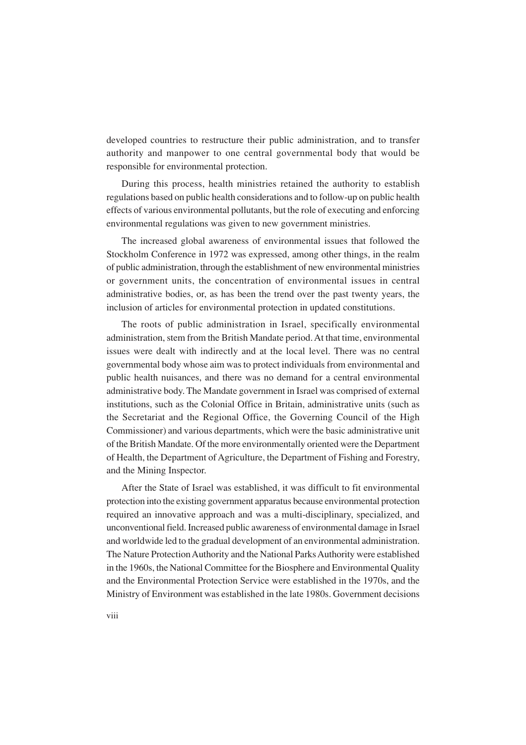developed countries to restructure their public administration, and to transfer authority and manpower to one central governmental body that would be responsible for environmental protection.

During this process, health ministries retained the authority to establish regulations based on public health considerations and to follow-up on public health effects of various environmental pollutants, but the role of executing and enforcing environmental regulations was given to new government ministries.

The increased global awareness of environmental issues that followed the Stockholm Conference in 1972 was expressed, among other things, in the realm of public administration, through the establishment of new environmental ministries or government units, the concentration of environmental issues in central administrative bodies, or, as has been the trend over the past twenty years, the inclusion of articles for environmental protection in updated constitutions.

The roots of public administration in Israel, specifically environmental administration, stem from the British Mandate period. At that time, environmental issues were dealt with indirectly and at the local level. There was no central governmental body whose aim was to protect individuals from environmental and public health nuisances, and there was no demand for a central environmental administrative body. The Mandate government in Israel was comprised of external institutions, such as the Colonial Office in Britain, administrative units (such as the Secretariat and the Regional Office, the Governing Council of the High Commissioner) and various departments, which were the basic administrative unit of the British Mandate. Of the more environmentally oriented were the Department of Health, the Department of Agriculture, the Department of Fishing and Forestry, and the Mining Inspector.

After the State of Israel was established, it was difficult to fit environmental protection into the existing government apparatus because environmental protection required an innovative approach and was a multi-disciplinary, specialized, and unconventional field. Increased public awareness of environmental damage in Israel and worldwide led to the gradual development of an environmental administration. The Nature Protection Authority and the National Parks Authority were established in the 1960s, the National Committee for the Biosphere and Environmental Quality and the Environmental Protection Service were established in the 1970s, and the Ministry of Environment was established in the late 1980s. Government decisions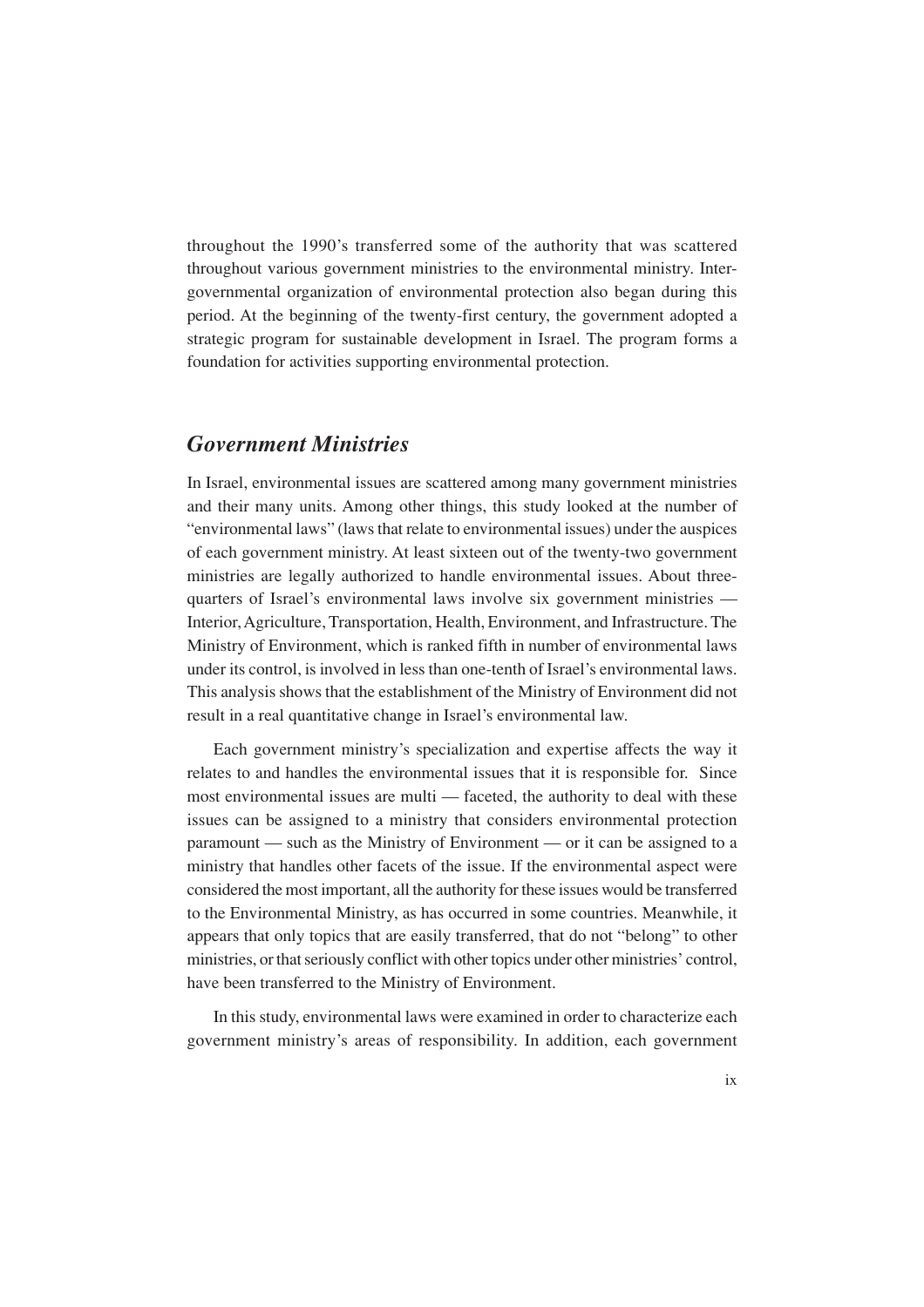throughout the 1990's transferred some of the authority that was scattered throughout various government ministries to the environmental ministry. Inter-governmental organization of environmental protection also began during this period. At the beginning of the twenty-first century, the government adopted a strategic program for sustainable development in Israel. The program forms a foundation for activities supporting environmental protection.

## *Government Ministries*

In Israel, environmental issues are scattered among many government ministries and their many units. Among other things, this study looked at the number of "environmental laws" (laws that relate to environmental issues) under the auspices of each government ministry. At least sixteen out of the twenty-two government ministries are legally authorized to handle environmental issues. About three-quarters of Israel's environmental laws involve six government ministries — Interior, Agriculture, Transportation, Health, Environment, and Infrastructure. The Ministry of Environment, which is ranked fifth in number of environmental laws under its control, is involved in less than one-tenth of Israel's environmental laws. This analysis shows that the establishment of the Ministry of Environment did not result in a real quantitative change in Israel's environmental law.

Each government ministry's specialization and expertise affects the way it relates to and handles the environmental issues that it is responsible for. Since most environmental issues are multi — faceted, the authority to deal with these issues can be assigned to a ministry that considers environmental protection paramount — such as the Ministry of Environment — or it can be assigned to a ministry that handles other facets of the issue. If the environmental aspect were considered the most important, all the authority for these issues would be transferred to the Environmental Ministry, as has occurred in some countries. Meanwhile, it appears that only topics that are easily transferred, that do not "belong" to other ministries, or that seriously conflict with other topics under other ministries' control, have been transferred to the Ministry of Environment.

In this study, environmental laws were examined in order to characterize each government ministry's areas of responsibility. In addition, each government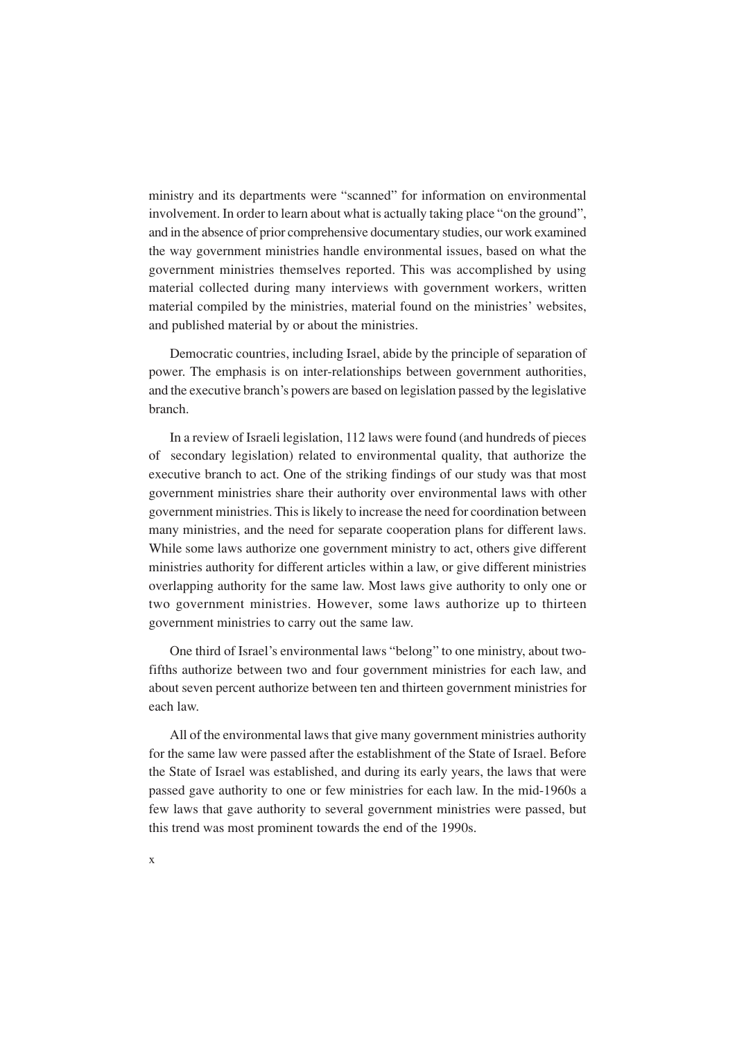ministry and its departments were "scanned" for information on environmental involvement. In order to learn about what is actually taking place "on the ground", and in the absence of prior comprehensive documentary studies, our work examined the way government ministries handle environmental issues, based on what the government ministries themselves reported. This was accomplished by using material collected during many interviews with government workers, written material compiled by the ministries, material found on the ministries' websites, and published material by or about the ministries.

Democratic countries, including Israel, abide by the principle of separation of power. The emphasis is on inter-relationships between government authorities, and the executive branch's powers are based on legislation passed by the legislative branch.

In a review of Israeli legislation, 112 laws were found (and hundreds of pieces of secondary legislation) related to environmental quality, that authorize the executive branch to act. One of the striking findings of our study was that most government ministries share their authority over environmental laws with other government ministries. This is likely to increase the need for coordination between many ministries, and the need for separate cooperation plans for different laws. While some laws authorize one government ministry to act, others give different ministries authority for different articles within a law, or give different ministries overlapping authority for the same law. Most laws give authority to only one or two government ministries. However, some laws authorize up to thirteen government ministries to carry out the same law.

One third of Israel's environmental laws "belong" to one ministry, about two-fifths authorize between two and four government ministries for each law, and about seven percent authorize between ten and thirteen government ministries for each law.

All of the environmental laws that give many government ministries authority for the same law were passed after the establishment of the State of Israel. Before the State of Israel was established, and during its early years, the laws that were passed gave authority to one or few ministries for each law. In the mid-1960s a few laws that gave authority to several government ministries were passed, but this trend was most prominent towards the end of the 1990s.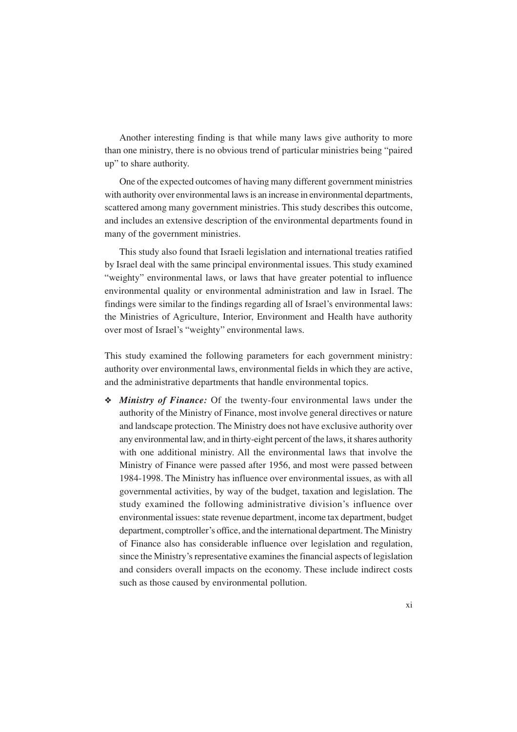Another interesting finding is that while many laws give authority to more than one ministry, there is no obvious trend of particular ministries being "paired up" to share authority.

One of the expected outcomes of having many different government ministries with authority over environmental laws is an increase in environmental departments, scattered among many government ministries. This study describes this outcome, and includes an extensive description of the environmental departments found in many of the government ministries.

This study also found that Israeli legislation and international treaties ratified by Israel deal with the same principal environmental issues. This study examined "weighty" environmental laws, or laws that have greater potential to influence environmental quality or environmental administration and law in Israel. The findings were similar to the findings regarding all of Israel's environmental laws: the Ministries of Agriculture, Interior, Environment and Health have authority over most of Israel's "weighty" environmental laws.

This study examined the following parameters for each government ministry: authority over environmental laws, environmental fields in which they are active, and the administrative departments that handle environmental topics.

- ***Ministry of Finance:*** Of the twenty-four environmental laws under the authority of the Ministry of Finance, most involve general directives or nature and landscape protection. The Ministry does not have exclusive authority over any environmental law, and in thirty-eight percent of the laws, it shares authority with one additional ministry. All the environmental laws that involve the Ministry of Finance were passed after 1956, and most were passed between 1984-1998. The Ministry has influence over environmental issues, as with all governmental activities, by way of the budget, taxation and legislation. The study examined the following administrative division's influence over environmental issues: state revenue department, income tax department, budget department, comptroller's office, and the international department. The Ministry of Finance also has considerable influence over legislation and regulation, since the Ministry's representative examines the financial aspects of legislation and considers overall impacts on the economy. These include indirect costs such as those caused by environmental pollution.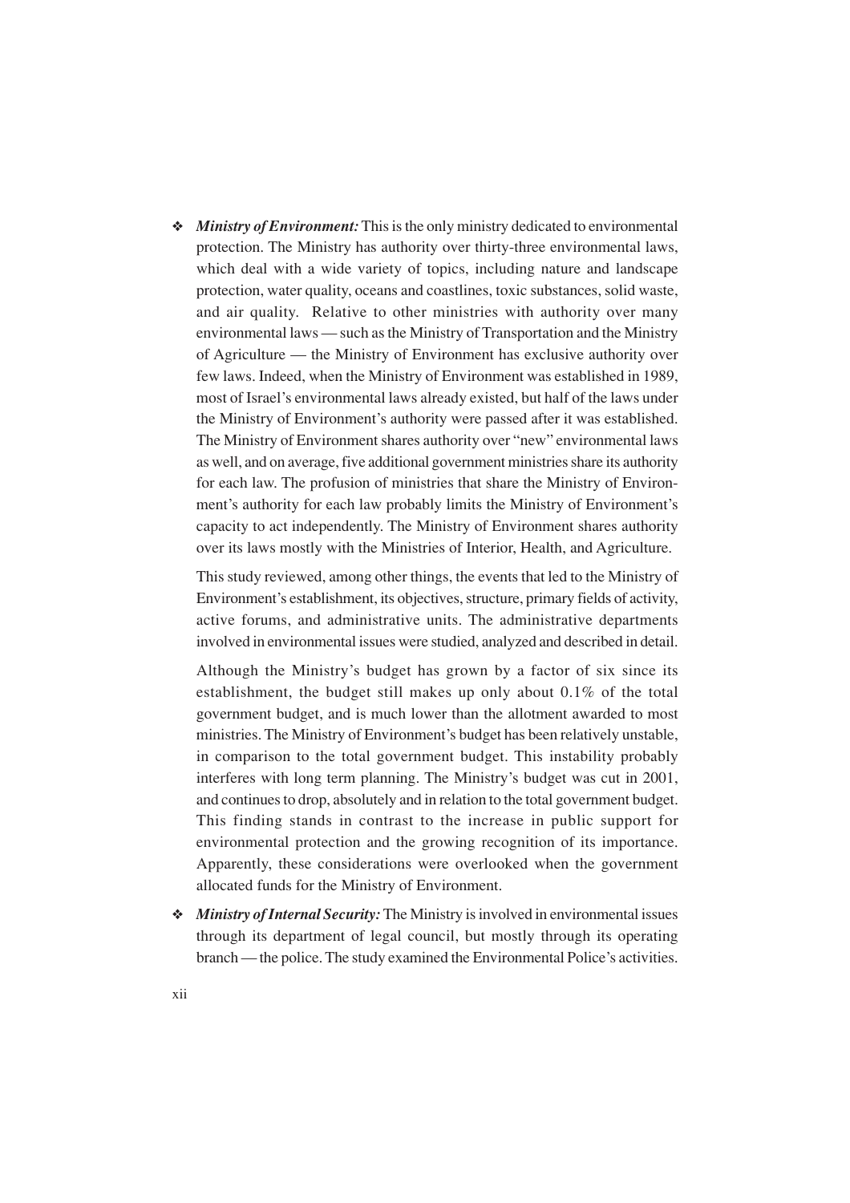- ***Ministry of Environment:*** This is the only ministry dedicated to environmental protection. The Ministry has authority over thirty-three environmental laws, which deal with a wide variety of topics, including nature and landscape protection, water quality, oceans and coastlines, toxic substances, solid waste, and air quality. Relative to other ministries with authority over many environmental laws — such as the Ministry of Transportation and the Ministry of Agriculture — the Ministry of Environment has exclusive authority over few laws. Indeed, when the Ministry of Environment was established in 1989, most of Israel's environmental laws already existed, but half of the laws under the Ministry of Environment's authority were passed after it was established. The Ministry of Environment shares authority over "new" environmental laws as well, and on average, five additional government ministries share its authority for each law. The profusion of ministries that share the Ministry of Environment's authority for each law probably limits the Ministry of Environment's capacity to act independently. The Ministry of Environment shares authority over its laws mostly with the Ministries of Interior, Health, and Agriculture.

  This study reviewed, among other things, the events that led to the Ministry of Environment's establishment, its objectives, structure, primary fields of activity, active forums, and administrative units. The administrative departments involved in environmental issues were studied, analyzed and described in detail.

  Although the Ministry's budget has grown by a factor of six since its establishment, the budget still makes up only about 0.1% of the total government budget, and is much lower than the allotment awarded to most ministries. The Ministry of Environment's budget has been relatively unstable, in comparison to the total government budget. This instability probably interferes with long term planning. The Ministry's budget was cut in 2001, and continues to drop, absolutely and in relation to the total government budget. This finding stands in contrast to the increase in public support for environmental protection and the growing recognition of its importance. Apparently, these considerations were overlooked when the government allocated funds for the Ministry of Environment.

- ***Ministry of Internal Security:*** The Ministry is involved in environmental issues through its department of legal council, but mostly through its operating branch — the police. The study examined the Environmental Police's activities.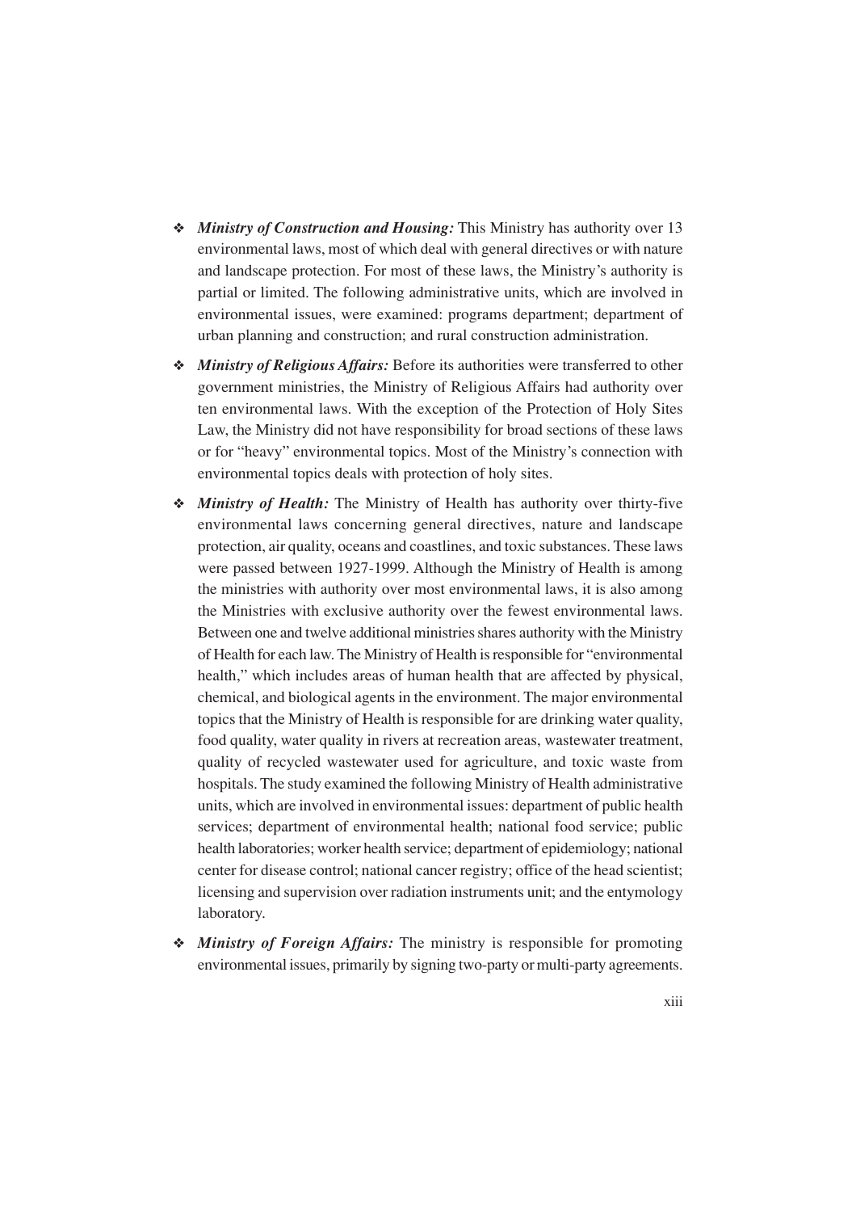- ***Ministry of Construction and Housing:*** This Ministry has authority over 13 environmental laws, most of which deal with general directives or with nature and landscape protection. For most of these laws, the Ministry's authority is partial or limited. The following administrative units, which are involved in environmental issues, were examined: programs department; department of urban planning and construction; and rural construction administration.

- ***Ministry of Religious Affairs:*** Before its authorities were transferred to other government ministries, the Ministry of Religious Affairs had authority over ten environmental laws. With the exception of the Protection of Holy Sites Law, the Ministry did not have responsibility for broad sections of these laws or for "heavy" environmental topics. Most of the Ministry's connection with environmental topics deals with protection of holy sites.

- ***Ministry of Health:*** The Ministry of Health has authority over thirty-five environmental laws concerning general directives, nature and landscape protection, air quality, oceans and coastlines, and toxic substances. These laws were passed between 1927-1999. Although the Ministry of Health is among the ministries with authority over most environmental laws, it is also among the Ministries with exclusive authority over the fewest environmental laws. Between one and twelve additional ministries shares authority with the Ministry of Health for each law. The Ministry of Health is responsible for "environmental health," which includes areas of human health that are affected by physical, chemical, and biological agents in the environment. The major environmental topics that the Ministry of Health is responsible for are drinking water quality, food quality, water quality in rivers at recreation areas, wastewater treatment, quality of recycled wastewater used for agriculture, and toxic waste from hospitals. The study examined the following Ministry of Health administrative units, which are involved in environmental issues: department of public health services; department of environmental health; national food service; public health laboratories; worker health service; department of epidemiology; national center for disease control; national cancer registry; office of the head scientist; licensing and supervision over radiation instruments unit; and the entymology laboratory.

- ***Ministry of Foreign Affairs:*** The ministry is responsible for promoting environmental issues, primarily by signing two-party or multi-party agreements.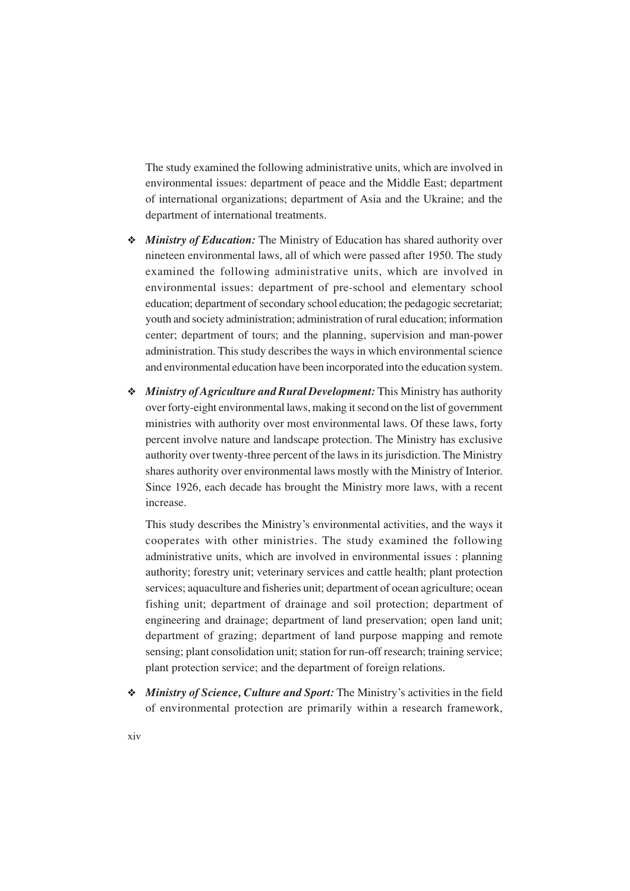The study examined the following administrative units, which are involved in environmental issues: department of peace and the Middle East; department of international organizations; department of Asia and the Ukraine; and the department of international treatments.

- ***Ministry of Education:*** The Ministry of Education has shared authority over nineteen environmental laws, all of which were passed after 1950. The study examined the following administrative units, which are involved in environmental issues: department of pre-school and elementary school education; department of secondary school education; the pedagogic secretariat; youth and society administration; administration of rural education; information center; department of tours; and the planning, supervision and man-power administration. This study describes the ways in which environmental science and environmental education have been incorporated into the education system.

- ***Ministry of Agriculture and Rural Development:*** This Ministry has authority over forty-eight environmental laws, making it second on the list of government ministries with authority over most environmental laws. Of these laws, forty percent involve nature and landscape protection. The Ministry has exclusive authority over twenty-three percent of the laws in its jurisdiction. The Ministry shares authority over environmental laws mostly with the Ministry of Interior. Since 1926, each decade has brought the Ministry more laws, with a recent increase.

  This study describes the Ministry's environmental activities, and the ways it cooperates with other ministries. The study examined the following administrative units, which are involved in environmental issues : planning authority; forestry unit; veterinary services and cattle health; plant protection services; aquaculture and fisheries unit; department of ocean agriculture; ocean fishing unit; department of drainage and soil protection; department of engineering and drainage; department of land preservation; open land unit; department of grazing; department of land purpose mapping and remote sensing; plant consolidation unit; station for run-off research; training service; plant protection service; and the department of foreign relations.

- ***Ministry of Science, Culture and Sport:*** The Ministry's activities in the field of environmental protection are primarily within a research framework,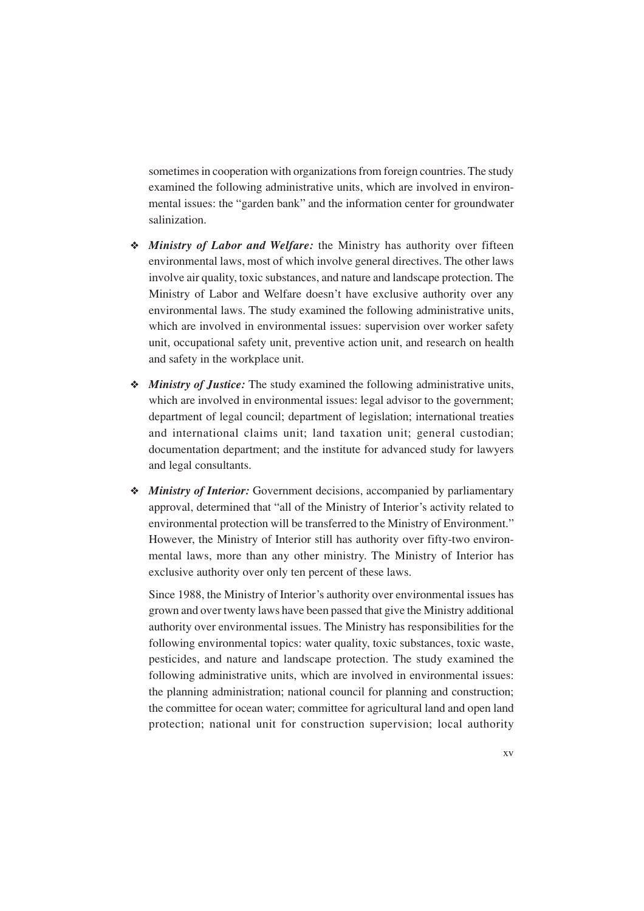sometimes in cooperation with organizations from foreign countries. The study examined the following administrative units, which are involved in environmental issues: the "garden bank" and the information center for groundwater salinization.

- ***Ministry of Labor and Welfare:*** the Ministry has authority over fifteen environmental laws, most of which involve general directives. The other laws involve air quality, toxic substances, and nature and landscape protection. The Ministry of Labor and Welfare doesn't have exclusive authority over any environmental laws. The study examined the following administrative units, which are involved in environmental issues: supervision over worker safety unit, occupational safety unit, preventive action unit, and research on health and safety in the workplace unit.

- ***Ministry of Justice:*** The study examined the following administrative units, which are involved in environmental issues: legal advisor to the government; department of legal council; department of legislation; international treaties and international claims unit; land taxation unit; general custodian; documentation department; and the institute for advanced study for lawyers and legal consultants.

- ***Ministry of Interior:*** Government decisions, accompanied by parliamentary approval, determined that "all of the Ministry of Interior's activity related to environmental protection will be transferred to the Ministry of Environment." However, the Ministry of Interior still has authority over fifty-two environmental laws, more than any other ministry. The Ministry of Interior has exclusive authority over only ten percent of these laws.

  Since 1988, the Ministry of Interior's authority over environmental issues has grown and over twenty laws have been passed that give the Ministry additional authority over environmental issues. The Ministry has responsibilities for the following environmental topics: water quality, toxic substances, toxic waste, pesticides, and nature and landscape protection. The study examined the following administrative units, which are involved in environmental issues: the planning administration; national council for planning and construction; the committee for ocean water; committee for agricultural land and open land protection; national unit for construction supervision; local authority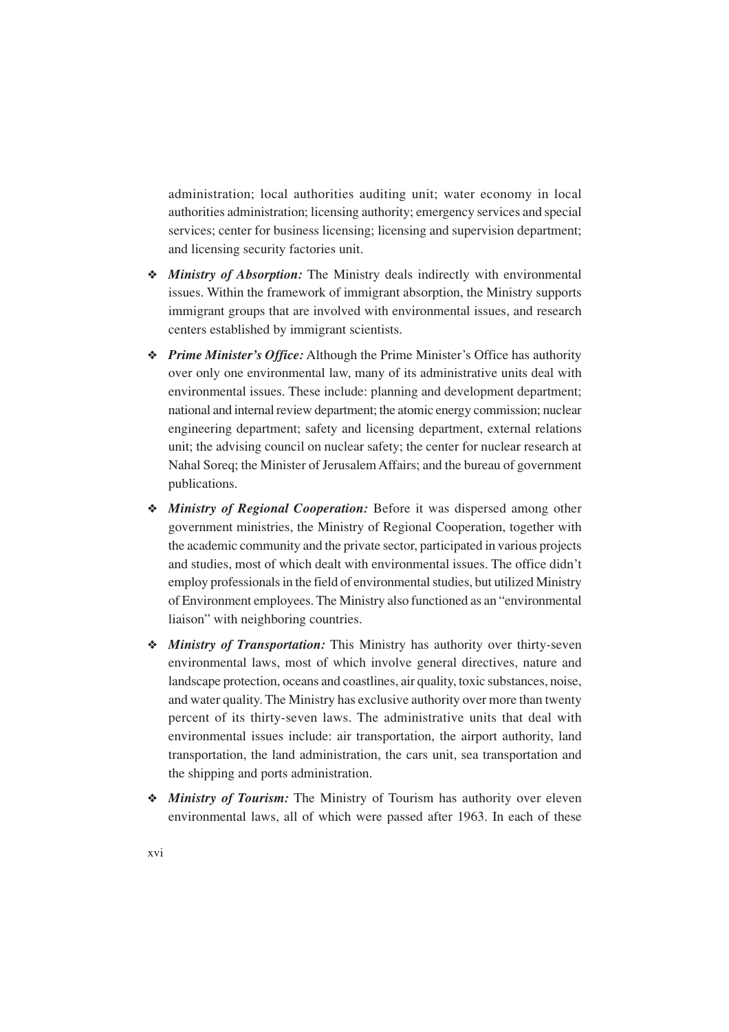administration; local authorities auditing unit; water economy in local authorities administration; licensing authority; emergency services and special services; center for business licensing; licensing and supervision department; and licensing security factories unit.

- ***Ministry of Absorption:*** The Ministry deals indirectly with environmental issues. Within the framework of immigrant absorption, the Ministry supports immigrant groups that are involved with environmental issues, and research centers established by immigrant scientists.

- ***Prime Minister's Office:*** Although the Prime Minister's Office has authority over only one environmental law, many of its administrative units deal with environmental issues. These include: planning and development department; national and internal review department; the atomic energy commission; nuclear engineering department; safety and licensing department, external relations unit; the advising council on nuclear safety; the center for nuclear research at Nahal Soreq; the Minister of Jerusalem Affairs; and the bureau of government publications.

- ***Ministry of Regional Cooperation:*** Before it was dispersed among other government ministries, the Ministry of Regional Cooperation, together with the academic community and the private sector, participated in various projects and studies, most of which dealt with environmental issues. The office didn't employ professionals in the field of environmental studies, but utilized Ministry of Environment employees. The Ministry also functioned as an "environmental liaison" with neighboring countries.

- ***Ministry of Transportation:*** This Ministry has authority over thirty-seven environmental laws, most of which involve general directives, nature and landscape protection, oceans and coastlines, air quality, toxic substances, noise, and water quality. The Ministry has exclusive authority over more than twenty percent of its thirty-seven laws. The administrative units that deal with environmental issues include: air transportation, the airport authority, land transportation, the land administration, the cars unit, sea transportation and the shipping and ports administration.

- ***Ministry of Tourism:*** The Ministry of Tourism has authority over eleven environmental laws, all of which were passed after 1963. In each of these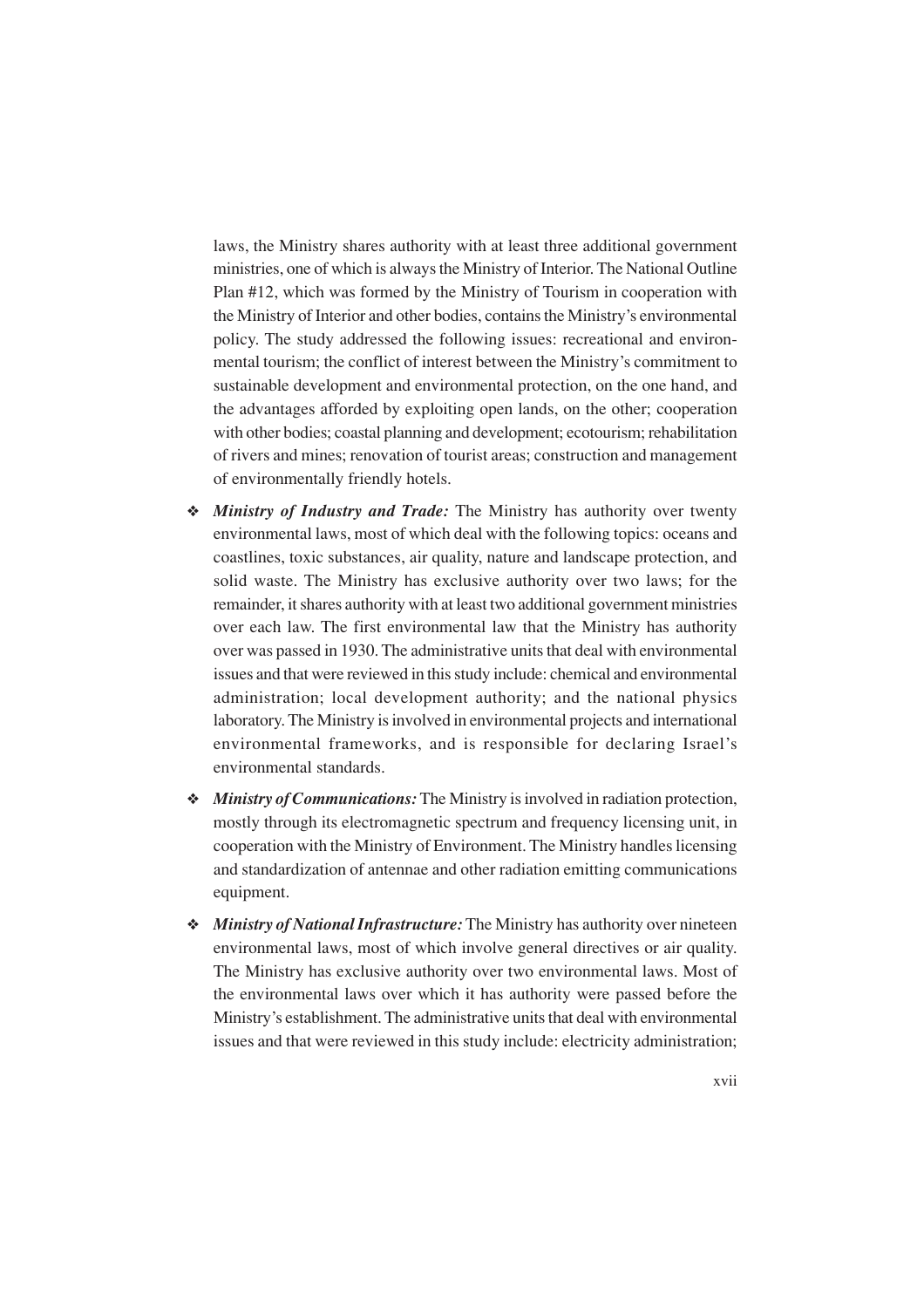laws, the Ministry shares authority with at least three additional government ministries, one of which is always the Ministry of Interior. The National Outline Plan #12, which was formed by the Ministry of Tourism in cooperation with the Ministry of Interior and other bodies, contains the Ministry's environmental policy. The study addressed the following issues: recreational and environmental tourism; the conflict of interest between the Ministry's commitment to sustainable development and environmental protection, on the one hand, and the advantages afforded by exploiting open lands, on the other; cooperation with other bodies; coastal planning and development; ecotourism; rehabilitation of rivers and mines; renovation of tourist areas; construction and management of environmentally friendly hotels.

- ***Ministry of Industry and Trade:*** The Ministry has authority over twenty environmental laws, most of which deal with the following topics: oceans and coastlines, toxic substances, air quality, nature and landscape protection, and solid waste. The Ministry has exclusive authority over two laws; for the remainder, it shares authority with at least two additional government ministries over each law. The first environmental law that the Ministry has authority over was passed in 1930. The administrative units that deal with environmental issues and that were reviewed in this study include: chemical and environmental administration; local development authority; and the national physics laboratory. The Ministry is involved in environmental projects and international environmental frameworks, and is responsible for declaring Israel's environmental standards.
- ***Ministry of Communications:*** The Ministry is involved in radiation protection, mostly through its electromagnetic spectrum and frequency licensing unit, in cooperation with the Ministry of Environment. The Ministry handles licensing and standardization of antennae and other radiation emitting communications equipment.
- ***Ministry of National Infrastructure:*** The Ministry has authority over nineteen environmental laws, most of which involve general directives or air quality. The Ministry has exclusive authority over two environmental laws. Most of the environmental laws over which it has authority were passed before the Ministry's establishment. The administrative units that deal with environmental issues and that were reviewed in this study include: electricity administration;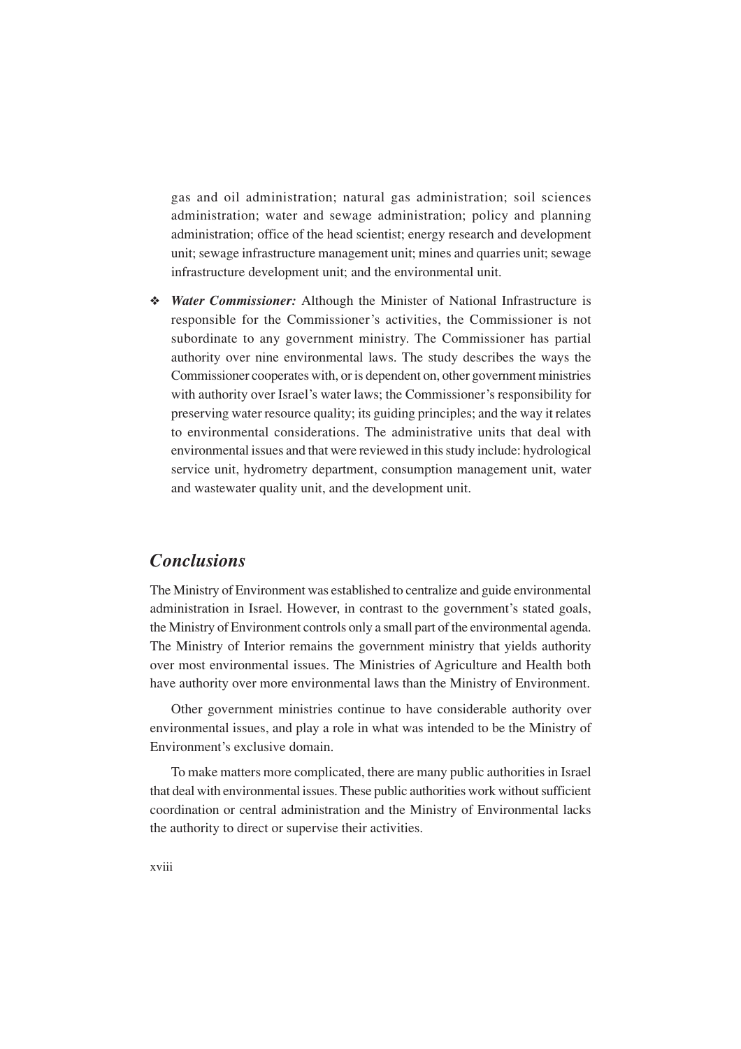gas and oil administration; natural gas administration; soil sciences administration; water and sewage administration; policy and planning administration; office of the head scientist; energy research and development unit; sewage infrastructure management unit; mines and quarries unit; sewage infrastructure development unit; and the environmental unit.

- ***Water Commissioner:*** Although the Minister of National Infrastructure is responsible for the Commissioner's activities, the Commissioner is not subordinate to any government ministry. The Commissioner has partial authority over nine environmental laws. The study describes the ways the Commissioner cooperates with, or is dependent on, other government ministries with authority over Israel's water laws; the Commissioner's responsibility for preserving water resource quality; its guiding principles; and the way it relates to environmental considerations. The administrative units that deal with environmental issues and that were reviewed in this study include: hydrological service unit, hydrometry department, consumption management unit, water and wastewater quality unit, and the development unit.

## *Conclusions*

The Ministry of Environment was established to centralize and guide environmental administration in Israel. However, in contrast to the government's stated goals, the Ministry of Environment controls only a small part of the environmental agenda. The Ministry of Interior remains the government ministry that yields authority over most environmental issues. The Ministries of Agriculture and Health both have authority over more environmental laws than the Ministry of Environment.

Other government ministries continue to have considerable authority over environmental issues, and play a role in what was intended to be the Ministry of Environment's exclusive domain.

To make matters more complicated, there are many public authorities in Israel that deal with environmental issues. These public authorities work without sufficient coordination or central administration and the Ministry of Environmental lacks the authority to direct or supervise their activities.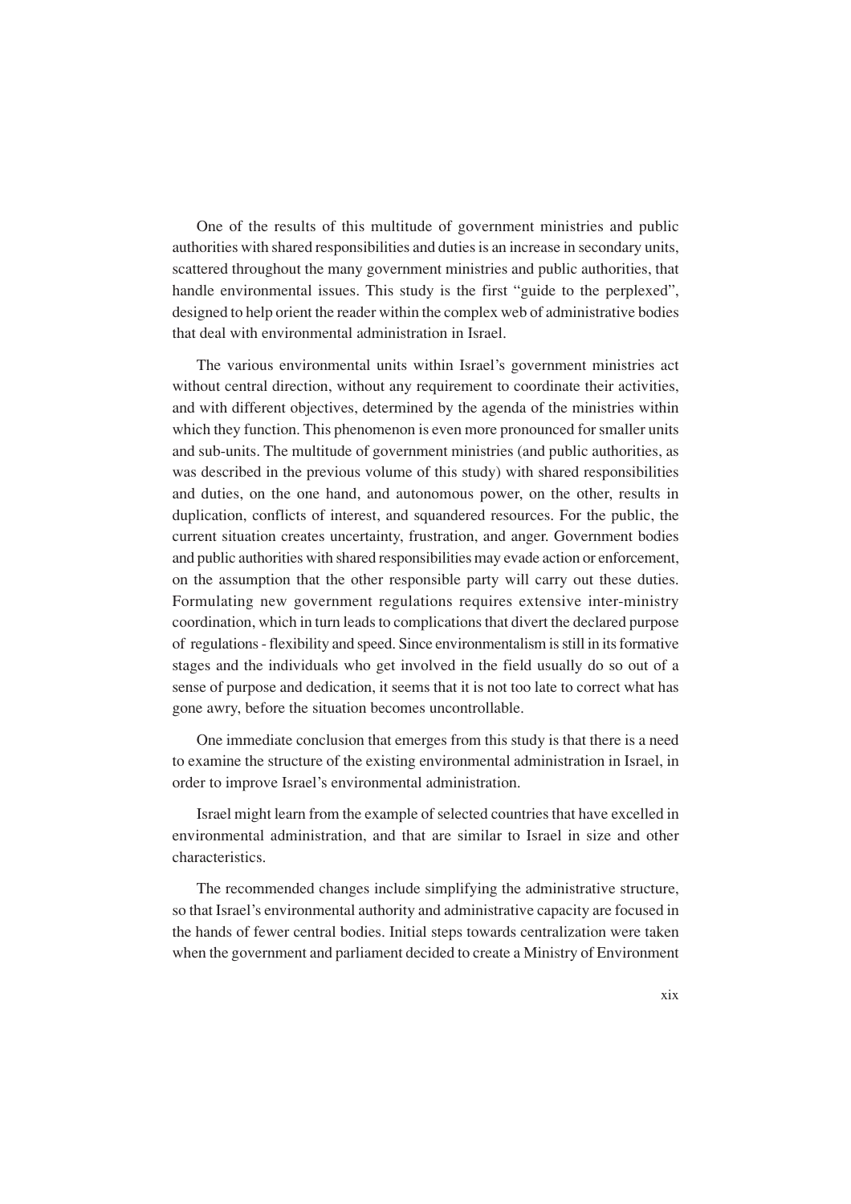One of the results of this multitude of government ministries and public authorities with shared responsibilities and duties is an increase in secondary units, scattered throughout the many government ministries and public authorities, that handle environmental issues. This study is the first "guide to the perplexed", designed to help orient the reader within the complex web of administrative bodies that deal with environmental administration in Israel.

The various environmental units within Israel's government ministries act without central direction, without any requirement to coordinate their activities, and with different objectives, determined by the agenda of the ministries within which they function. This phenomenon is even more pronounced for smaller units and sub-units. The multitude of government ministries (and public authorities, as was described in the previous volume of this study) with shared responsibilities and duties, on the one hand, and autonomous power, on the other, results in duplication, conflicts of interest, and squandered resources. For the public, the current situation creates uncertainty, frustration, and anger. Government bodies and public authorities with shared responsibilities may evade action or enforcement, on the assumption that the other responsible party will carry out these duties. Formulating new government regulations requires extensive inter-ministry coordination, which in turn leads to complications that divert the declared purpose of regulations - flexibility and speed. Since environmentalism is still in its formative stages and the individuals who get involved in the field usually do so out of a sense of purpose and dedication, it seems that it is not too late to correct what has gone awry, before the situation becomes uncontrollable.

One immediate conclusion that emerges from this study is that there is a need to examine the structure of the existing environmental administration in Israel, in order to improve Israel's environmental administration.

Israel might learn from the example of selected countries that have excelled in environmental administration, and that are similar to Israel in size and other characteristics.

The recommended changes include simplifying the administrative structure, so that Israel's environmental authority and administrative capacity are focused in the hands of fewer central bodies. Initial steps towards centralization were taken when the government and parliament decided to create a Ministry of Environment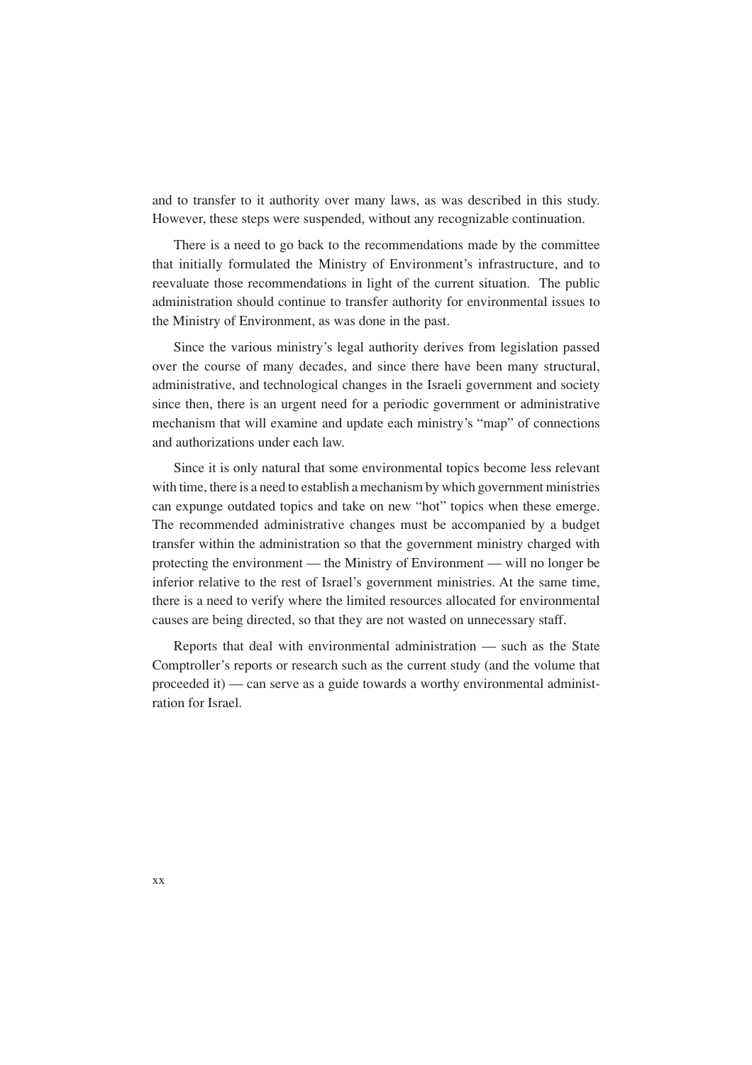and to transfer to it authority over many laws, as was described in this study. However, these steps were suspended, without any recognizable continuation.

There is a need to go back to the recommendations made by the committee that initially formulated the Ministry of Environment's infrastructure, and to reevaluate those recommendations in light of the current situation. The public administration should continue to transfer authority for environmental issues to the Ministry of Environment, as was done in the past.

Since the various ministry's legal authority derives from legislation passed over the course of many decades, and since there have been many structural, administrative, and technological changes in the Israeli government and society since then, there is an urgent need for a periodic government or administrative mechanism that will examine and update each ministry's "map" of connections and authorizations under each law.

Since it is only natural that some environmental topics become less relevant with time, there is a need to establish a mechanism by which government ministries can expunge outdated topics and take on new "hot" topics when these emerge. The recommended administrative changes must be accompanied by a budget transfer within the administration so that the government ministry charged with protecting the environment — the Ministry of Environment — will no longer be inferior relative to the rest of Israel's government ministries. At the same time, there is a need to verify where the limited resources allocated for environmental causes are being directed, so that they are not wasted on unnecessary staff.

Reports that deal with environmental administration — such as the State Comptroller's reports or research such as the current study (and the volume that proceeded it) — can serve as a guide towards a worthy environmental administration for Israel.